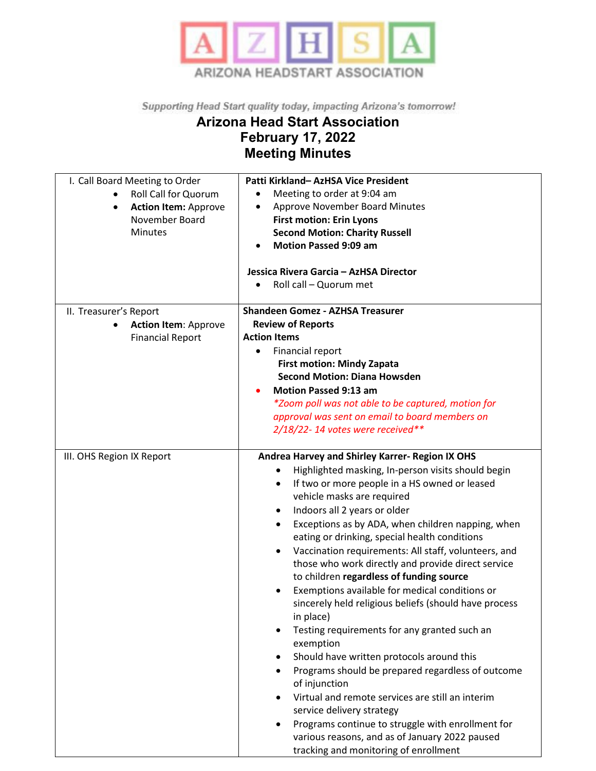ARIZONA HEADSTART ASSOCIATION

*Supporting Head Start quality today, impacting Arizona's tomorrow!*

# Arizona Head Start Association
## February 17, 2022
## Meeting Minutes

| | |
|---|---|
| I. Call Board Meeting to Order<br>• Roll Call for Quorum<br>• **Action Item:** Approve November Board Minutes | **Patti Kirkland– AzHSA Vice President**<br>• Meeting to order at 9:04 am<br>• Approve November Board Minutes<br>**First motion: Erin Lyons**<br>**Second Motion: Charity Russell**<br>• **Motion Passed 9:09 am**<br><br>**Jessica Rivera Garcia – AzHSA Director**<br>• Roll call – Quorum met |
| II. Treasurer's Report<br>• **Action Item**: Approve Financial Report | **Shandeen Gomez - AZHSA Treasurer**<br>**Review of Reports**<br>**Action Items**<br>• Financial report<br>**First motion: Mindy Zapata**<br>**Second Motion: Diana Howsden**<br>• **Motion Passed 9:13 am**<br>*\*Zoom poll was not able to be captured, motion for approval was sent on email to board members on 2/18/22- 14 votes were received\*\** |
| III. OHS Region IX Report | **Andrea Harvey and Shirley Karrer- Region IX OHS**<br>• Highlighted masking, In-person visits should begin<br>• If two or more people in a HS owned or leased vehicle masks are required<br>• Indoors all 2 years or older<br>• Exceptions as by ADA, when children napping, when eating or drinking, special health conditions<br>• Vaccination requirements: All staff, volunteers, and those who work directly and provide direct service to children **regardless of funding source**<br>• Exemptions available for medical conditions or sincerely held religious beliefs (should have process in place)<br>• Testing requirements for any granted such an exemption<br>• Should have written protocols around this<br>• Programs should be prepared regardless of outcome of injunction<br>• Virtual and remote services are still an interim service delivery strategy<br>• Programs continue to struggle with enrollment for various reasons, and as of January 2022 paused tracking and monitoring of enrollment |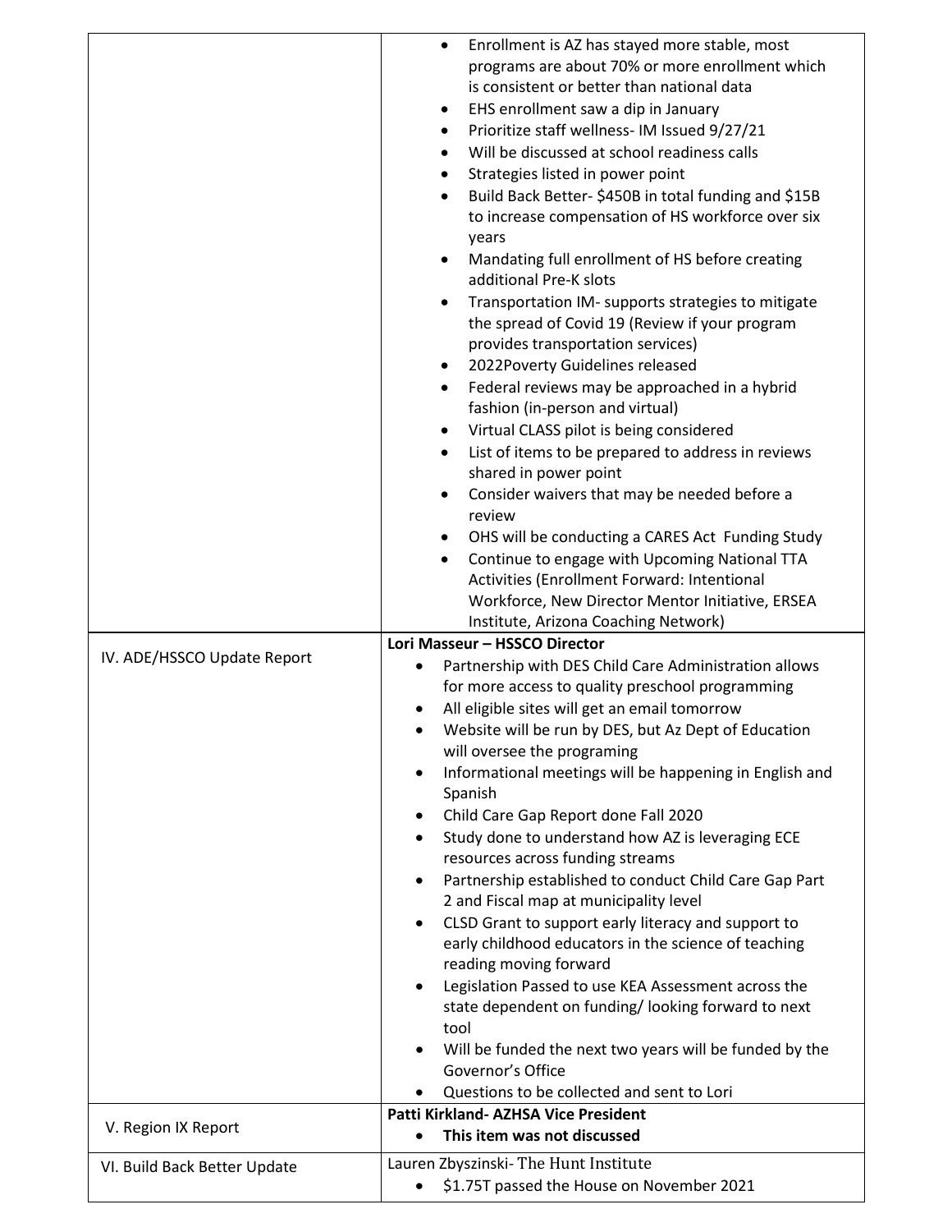| | |
|---|---|
| | <ul><li>Enrollment is AZ has stayed more stable, most programs are about 70% or more enrollment which is consistent or better than national data</li><li>EHS enrollment saw a dip in January</li><li>Prioritize staff wellness- IM Issued 9/27/21</li><li>Will be discussed at school readiness calls</li><li>Strategies listed in power point</li><li>Build Back Better- $450B in total funding and $15B to increase compensation of HS workforce over six years</li><li>Mandating full enrollment of HS before creating additional Pre-K slots</li><li>Transportation IM- supports strategies to mitigate the spread of Covid 19 (Review if your program provides transportation services)</li><li>2022Poverty Guidelines released</li><li>Federal reviews may be approached in a hybrid fashion (in-person and virtual)</li><li>Virtual CLASS pilot is being considered</li><li>List of items to be prepared to address in reviews shared in power point</li><li>Consider waivers that may be needed before a review</li><li>OHS will be conducting a CARES Act Funding Study</li><li>Continue to engage with Upcoming National TTA Activities (Enrollment Forward: Intentional Workforce, New Director Mentor Initiative, ERSEA Institute, Arizona Coaching Network)</li></ul> |
| IV. ADE/HSSCO Update Report | **Lori Masseur – HSSCO Director**<ul><li>Partnership with DES Child Care Administration allows for more access to quality preschool programming</li><li>All eligible sites will get an email tomorrow</li><li>Website will be run by DES, but Az Dept of Education will oversee the programing</li><li>Informational meetings will be happening in English and Spanish</li><li>Child Care Gap Report done Fall 2020</li><li>Study done to understand how AZ is leveraging ECE resources across funding streams</li><li>Partnership established to conduct Child Care Gap Part 2 and Fiscal map at municipality level</li><li>CLSD Grant to support early literacy and support to early childhood educators in the science of teaching reading moving forward</li><li>Legislation Passed to use KEA Assessment across the state dependent on funding/ looking forward to next tool</li><li>Will be funded the next two years will be funded by the Governor's Office</li><li>Questions to be collected and sent to Lori</li></ul> |
| V. Region IX Report | **Patti Kirkland- AZHSA Vice President**<ul><li>**This item was not discussed**</li></ul> |
| VI. Build Back Better Update | Lauren Zbyszinski- The Hunt Institute<ul><li>$1.75T passed the House on November 2021</li></ul> |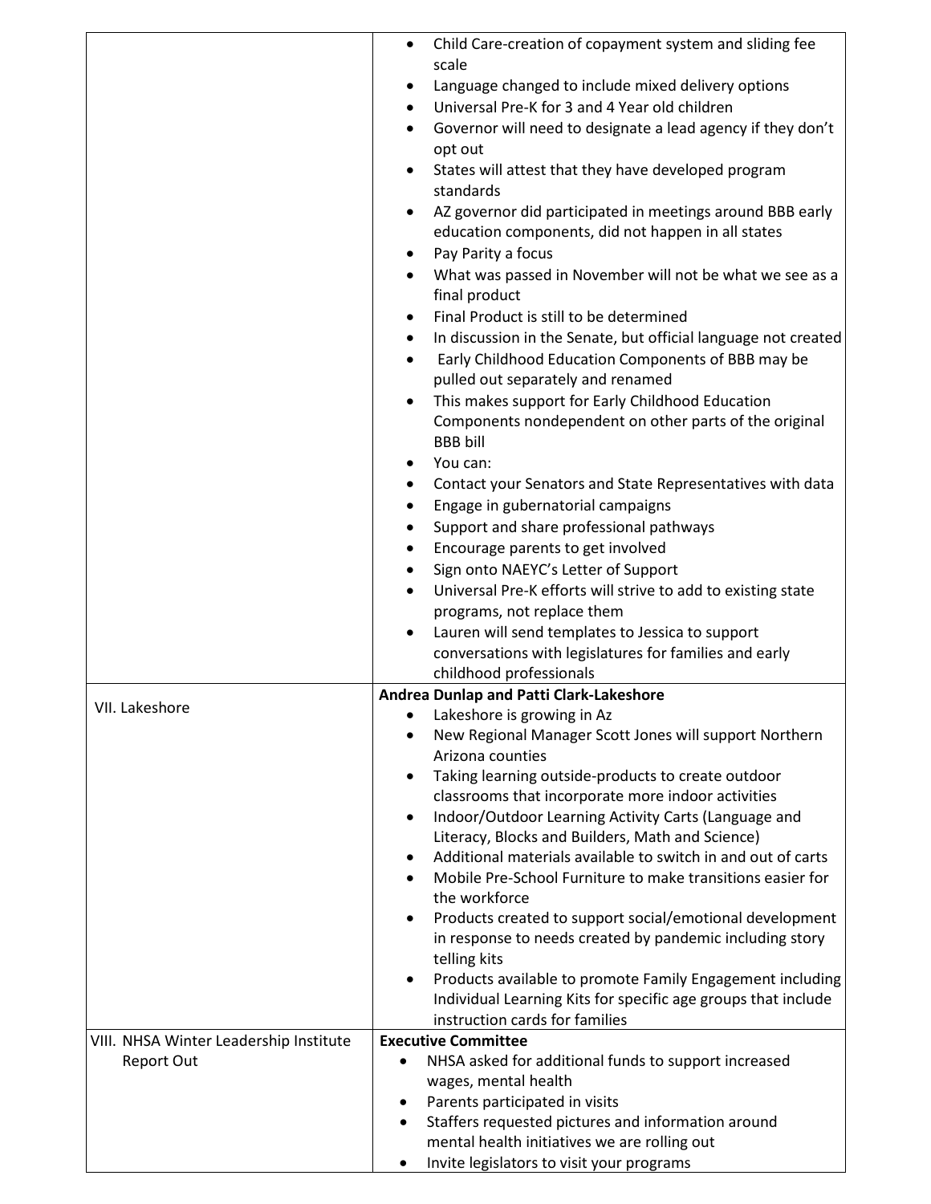| | |
|---|---|
| | • Child Care-creation of copayment system and sliding fee scale<br>• Language changed to include mixed delivery options<br>• Universal Pre-K for 3 and 4 Year old children<br>• Governor will need to designate a lead agency if they don't opt out<br>• States will attest that they have developed program standards<br>• AZ governor did participated in meetings around BBB early education components, did not happen in all states<br>• Pay Parity a focus<br>• What was passed in November will not be what we see as a final product<br>• Final Product is still to be determined<br>• In discussion in the Senate, but official language not created<br>• Early Childhood Education Components of BBB may be pulled out separately and renamed<br>• This makes support for Early Childhood Education Components nondependent on other parts of the original BBB bill<br>• You can:<br>• Contact your Senators and State Representatives with data<br>• Engage in gubernatorial campaigns<br>• Support and share professional pathways<br>• Encourage parents to get involved<br>• Sign onto NAEYC's Letter of Support<br>• Universal Pre-K efforts will strive to add to existing state programs, not replace them<br>• Lauren will send templates to Jessica to support conversations with legislatures for families and early childhood professionals |
| VII. Lakeshore | **Andrea Dunlap and Patti Clark-Lakeshore**<br>• Lakeshore is growing in Az<br>• New Regional Manager Scott Jones will support Northern Arizona counties<br>• Taking learning outside-products to create outdoor classrooms that incorporate more indoor activities<br>• Indoor/Outdoor Learning Activity Carts (Language and Literacy, Blocks and Builders, Math and Science)<br>• Additional materials available to switch in and out of carts<br>• Mobile Pre-School Furniture to make transitions easier for the workforce<br>• Products created to support social/emotional development in response to needs created by pandemic including story telling kits<br>• Products available to promote Family Engagement including Individual Learning Kits for specific age groups that include instruction cards for families |
| VIII. NHSA Winter Leadership Institute Report Out | **Executive Committee**<br>• NHSA asked for additional funds to support increased wages, mental health<br>• Parents participated in visits<br>• Staffers requested pictures and information around mental health initiatives we are rolling out<br>• Invite legislators to visit your programs |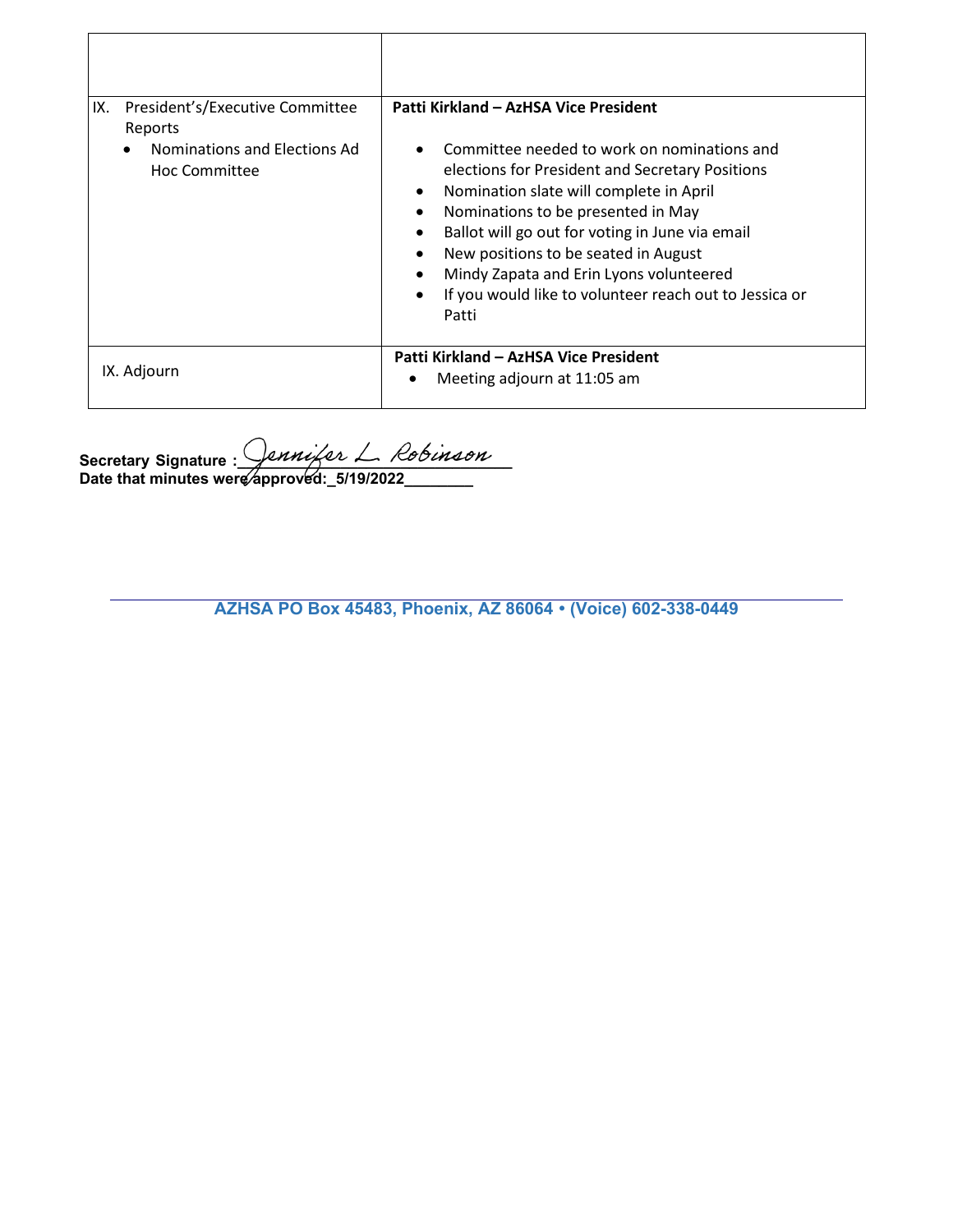| | |
|---|---|
| | |
| IX. President's/Executive Committee Reports<br>• Nominations and Elections Ad Hoc Committee | **Patti Kirkland – AzHSA Vice President**<br>• Committee needed to work on nominations and elections for President and Secretary Positions<br>• Nomination slate will complete in April<br>• Nominations to be presented in May<br>• Ballot will go out for voting in June via email<br>• New positions to be seated in August<br>• Mindy Zapata and Erin Lyons volunteered<br>• If you would like to volunteer reach out to Jessica or Patti |
| IX. Adjourn | **Patti Kirkland – AzHSA Vice President**<br>• Meeting adjourn at 11:05 am |

**Secretary Signature :** *Jennifer L. Robinson*
**Date that minutes were approved:_5/19/2022________**

**AZHSA PO Box 45483, Phoenix, AZ 86064 • (Voice) 602-338-0449**